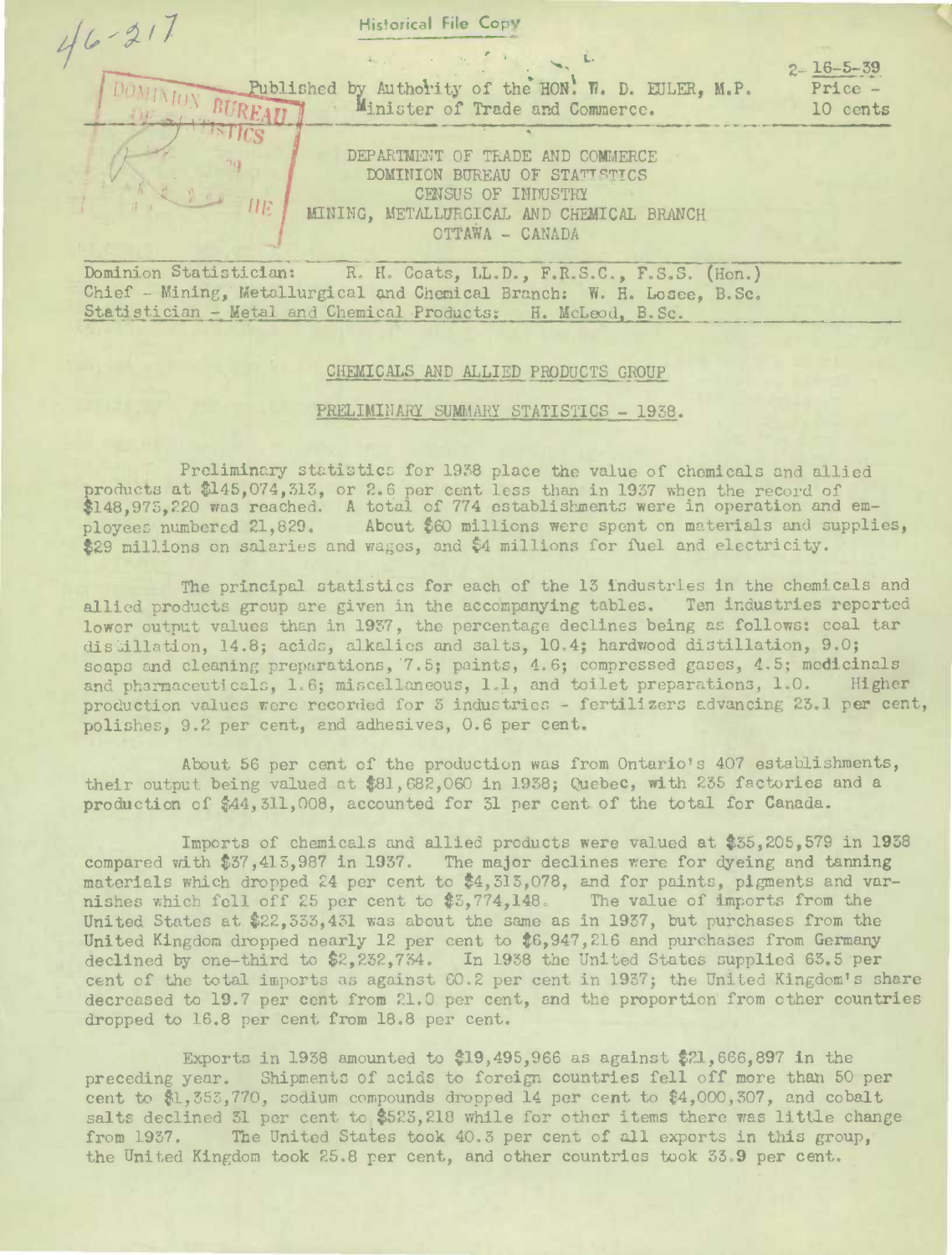46-217

Historical File Copy

Published by Authority of the HON. W. D. EULER, M.P. Minister of Trade and Commerce.

2-16-5-39
Price - 10 cents

DEPARTMENT OF TRADE AND COMMERCE
DOMINION BUREAU OF STATISTICS
CENSUS OF INDUSTRY
MINING, METALLURGICAL AND CHEMICAL BRANCH
OTTAWA - CANADA

Dominion Statistician: R. H. Coats, LL.D., F.R.S.C., F.S.S. (Hon.)
Chief - Mining, Metallurgical and Chemical Branch: W. H. Losee, B.Sc.
Statistician - Metal and Chemical Products: H. McLeod, B.Sc.

## CHEMICALS AND ALLIED PRODUCTS GROUP

## PRELIMINARY SUMMARY STATISTICS - 1938.

Preliminary statistics for 1938 place the value of chemicals and allied products at $145,074,313, or 2.6 per cent less than in 1937 when the record of $148,975,220 was reached. A total of 774 establishments were in operation and employees numbered 21,829. About $60 millions were spent on materials and supplies, $29 millions on salaries and wages, and $4 millions for fuel and electricity.

The principal statistics for each of the 13 industries in the chemicals and allied products group are given in the accompanying tables. Ten industries reported lower output values than in 1937, the percentage declines being as follows: coal tar distillation, 14.8; acids, alkalies and salts, 10.4; hardwood distillation, 9.0; soaps and cleaning preparations, 7.5; paints, 4.6; compressed gases, 4.5; medicinals and pharmaceuticals, 1.6; miscellaneous, 1.1, and toilet preparations, 1.0. Higher production values were recorded for 3 industries - fertilizers advancing 23.1 per cent, polishes, 9.2 per cent, and adhesives, 0.6 per cent.

About 56 per cent of the production was from Ontario's 407 establishments, their output being valued at $81,682,060 in 1938; Quebec, with 235 factories and a production of $44,311,008, accounted for 31 per cent of the total for Canada.

Imports of chemicals and allied products were valued at $35,205,579 in 1938 compared with $37,413,987 in 1937. The major declines were for dyeing and tanning materials which dropped 24 per cent to $4,313,078, and for paints, pigments and varnishes which fell off 25 per cent to $3,774,148. The value of imports from the United States at $22,333,431 was about the same as in 1937, but purchases from the United Kingdom dropped nearly 12 per cent to $6,947,216 and purchases from Germany declined by one-third to $2,232,734. In 1938 the United States supplied 63.5 per cent of the total imports as against 60.2 per cent in 1937; the United Kingdom's share decreased to 19.7 per cent from 21.0 per cent, and the proportion from other countries dropped to 16.8 per cent from 18.8 per cent.

Exports in 1938 amounted to $19,495,966 as against $21,666,897 in the preceding year. Shipments of acids to foreign countries fell off more than 50 per cent to $1,353,770, sodium compounds dropped 14 per cent to $4,000,307, and cobalt salts declined 31 per cent to $523,218 while for other items there was little change from 1937. The United States took 40.3 per cent of all exports in this group, the United Kingdom took 25.8 per cent, and other countries took 33.9 per cent.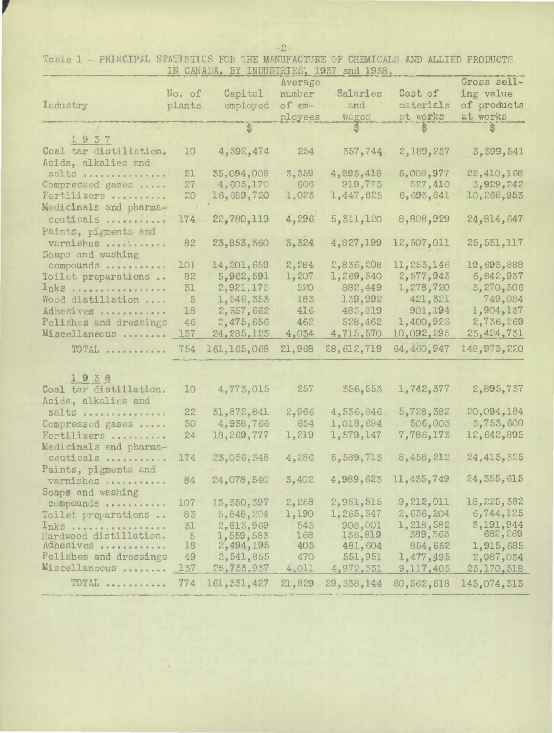Table 1 - PRINCIPAL STATISTICS FOR THE MANUFACTURE OF CHEMICALS AND ALLIED PRODUCTS IN CANADA, BY INDUSTRIES, 1937 and 1938.

| Industry | No. of plants | Capital employed | Average number of employees | Salaries and wages | Cost of materials at works | Gross selling value of products at works |
|---|---|---|---|---|---|---|
| | | $ | | $ | $ | $ |
| **1937** | | | | | | |
| Coal tar distillation | 10 | 4,392,474 | 254 | 357,744 | 2,189,237 | 3,399,541 |
| Acids, alkalies and salts | 21 | 35,094,008 | 3,359 | 4,893,418 | 6,008,977 | 22,410,168 |
| Compressed gases | 27 | 4,605,170 | 606 | 919,773 | 527,410 | 3,929,242 |
| Fertilizers | 20 | 16,689,720 | 1,023 | 1,447,625 | 6,693,841 | 10,266,953 |
| Medicinals and pharmaceuticals | 174 | 22,780,119 | 4,296 | 5,311,120 | 8,808,929 | 24,814,647 |
| Paints, pigments and varnishes | 82 | 23,853,360 | 3,324 | 4,827,199 | 12,307,011 | 25,531,117 |
| Soaps and washing compounds | 101 | 14,201,659 | 2,284 | 2,836,208 | 11,253,146 | 19,693,888 |
| Toilet preparations | 82 | 5,962,591 | 1,207 | 1,269,540 | 2,577,943 | 6,842,937 |
| Inks | 31 | 2,921,175 | 520 | 882,449 | 1,278,720 | 3,270,506 |
| Wood distillation | 5 | 1,546,353 | 183 | 139,992 | 421,321 | 749,084 |
| Adhesives | 18 | 2,557,662 | 416 | 483,819 | 901,194 | 1,904,137 |
| Polishes and dressings | 46 | 2,475,656 | 462 | 528,462 | 1,400,923 | 2,736,269 |
| Miscellaneous | 137 | 24,285,123 | 4,034 | 4,715,570 | 10,092,295 | 23,424,731 |
| TOTAL | 754 | 161,165,068 | 21,968 | 28,612,719 | 64,460,947 | 148,973,220 |
| **1938** | | | | | | |
| Coal tar distillation | 10 | 4,773,015 | 257 | 356,553 | 1,742,377 | 2,895,737 |
| Acids, alkalies and salts | 22 | 31,872,841 | 2,966 | 4,536,846 | 5,728,382 | 20,094,184 |
| Compressed gases | 30 | 4,938,766 | 654 | 1,018,694 | 506,003 | 3,753,600 |
| Fertilizers | 24 | 18,269,777 | 1,219 | 1,579,147 | 7,786,173 | 12,642,895 |
| Medicinals and pharmaceuticals | 174 | 23,056,348 | 4,286 | 5,589,713 | 8,458,212 | 24,415,325 |
| Paints, pigments and varnishes | 84 | 24,078,540 | 3,402 | 4,989,623 | 11,435,749 | 24,355,615 |
| Soaps and washing compounds | 107 | 13,350,397 | 2,258 | 2,951,515 | 9,212,011 | 18,225,382 |
| Toilet preparations | 83 | 5,848,204 | 1,190 | 1,265,547 | 2,636,204 | 6,744,125 |
| Inks | 31 | 2,813,969 | 543 | 908,001 | 1,218,582 | 3,191,944 |
| Hardwood distillation | 5 | 1,559,583 | 168 | 136,819 | 389,563 | 682,269 |
| Adhesives | 18 | 2,494,195 | 405 | 481,604 | 854,662 | 1,915,685 |
| Polishes and dressings | 49 | 2,541,855 | 470 | 551,951 | 1,477,495 | 2,987,034 |
| Miscellaneous | 137 | 25,733,937 | 4,011 | 4,972,331 | 9,117,405 | 23,170,518 |
| TOTAL | 774 | 161,331,427 | 21,829 | 29,338,144 | 60,562,618 | 145,074,313 |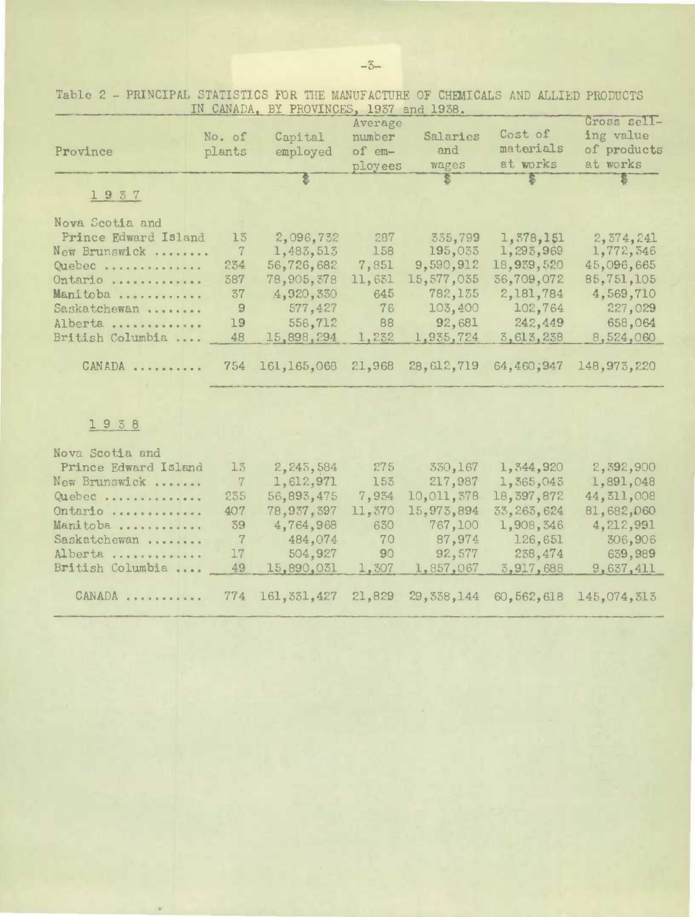Table 2 - PRINCIPAL STATISTICS FOR THE MANUFACTURE OF CHEMICALS AND ALLIED PRODUCTS IN CANADA, BY PROVINCES, 1937 and 1938.

| Province | No. of plants | Capital employed | Average number of employees | Salaries and wages | Cost of materials at works | Gross selling value of products at works |
|---|---|---|---|---|---|---|
| | | $ | | $ | $ | $ |
| **1937** | | | | | | |
| Nova Scotia and Prince Edward Island | 13 | 2,096,732 | 287 | 335,799 | 1,378,151 | 2,374,241 |
| New Brunswick ........ | 7 | 1,483,513 | 158 | 195,033 | 1,293,969 | 1,772,346 |
| Quebec .............. | 234 | 56,726,682 | 7,851 | 9,590,912 | 18,939,520 | 45,096,665 |
| Ontario ............. | 387 | 78,905,378 | 11,631 | 15,577,035 | 36,709,072 | 85,751,105 |
| Manitoba ............ | 37 | 4,920,330 | 645 | 782,135 | 2,181,784 | 4,569,710 |
| Saskatchewan ........ | 9 | 577,427 | 76 | 103,400 | 102,764 | 227,029 |
| Alberta ............. | 19 | 556,712 | 88 | 92,681 | 242,449 | 658,064 |
| British Columbia .... | 48 | 15,898,294 | 1,232 | 1,935,724 | 3,613,238 | 8,524,060 |
| CANADA .......... | 754 | 161,165,068 | 21,968 | 28,612,719 | 64,460,947 | 148,973,220 |
| **1938** | | | | | | |
| Nova Scotia and Prince Edward Island | 13 | 2,243,584 | 275 | 330,167 | 1,344,920 | 2,392,900 |
| New Brunswick ....... | 7 | 1,612,971 | 153 | 217,987 | 1,365,043 | 1,891,048 |
| Quebec .............. | 235 | 56,893,475 | 7,934 | 10,011,378 | 18,397,872 | 44,311,008 |
| Ontario ............. | 407 | 78,937,397 | 11,370 | 15,973,894 | 33,263,624 | 81,682,060 |
| Manitoba ............ | 39 | 4,764,968 | 630 | 767,100 | 1,908,346 | 4,212,991 |
| Saskatchewan ........ | 7 | 484,074 | 70 | 87,974 | 126,651 | 306,906 |
| Alberta ............. | 17 | 504,927 | 90 | 92,577 | 238,474 | 639,989 |
| British Columbia .... | 49 | 15,890,031 | 1,307 | 1,857,067 | 3,917,688 | 9,637,411 |
| CANADA ........... | 774 | 161,331,427 | 21,829 | 29,338,144 | 60,562,618 | 145,074,313 |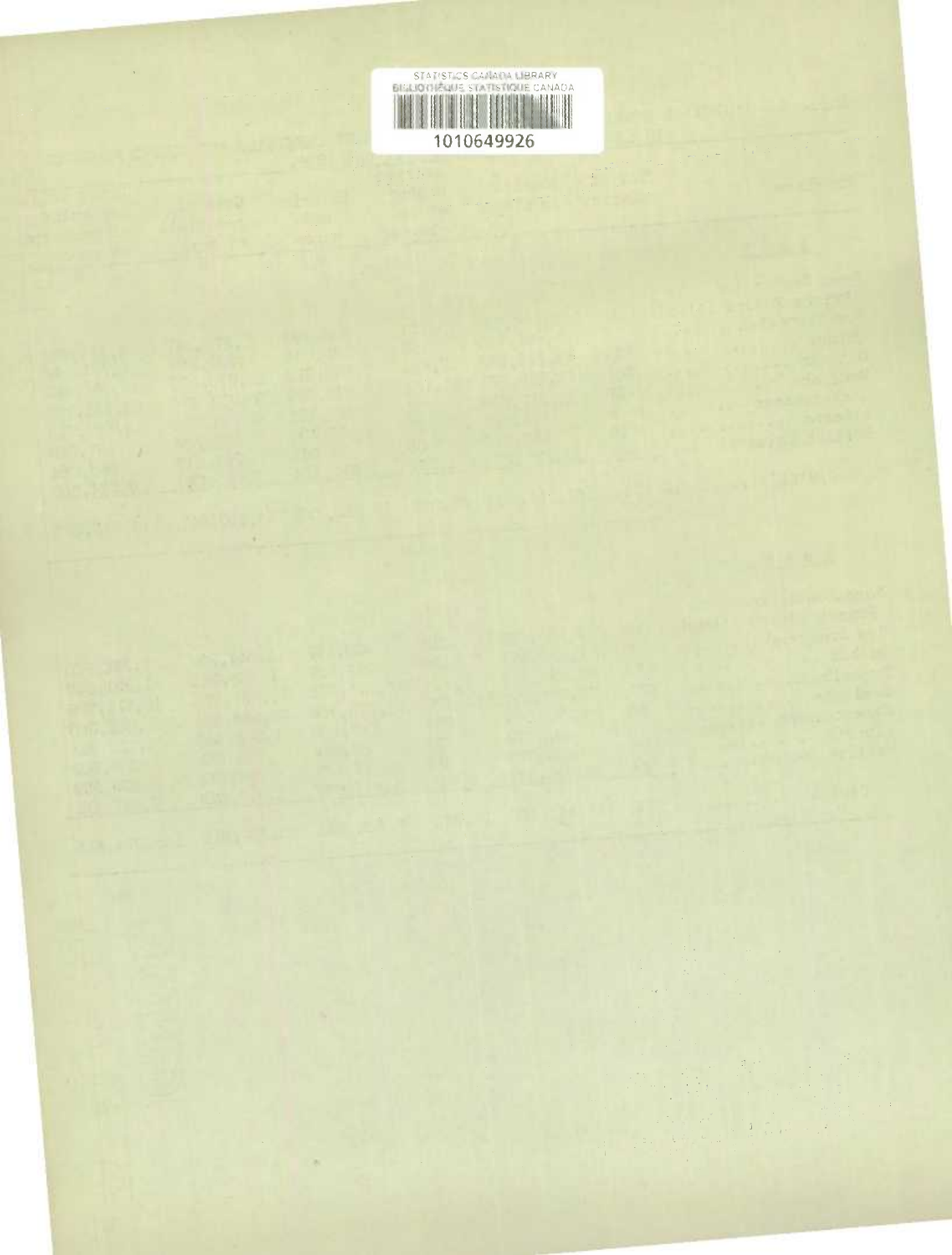STATISTICS CANADA LIBRARY
BIBLIOTHÈQUE STATISTIQUE CANADA

1010649926